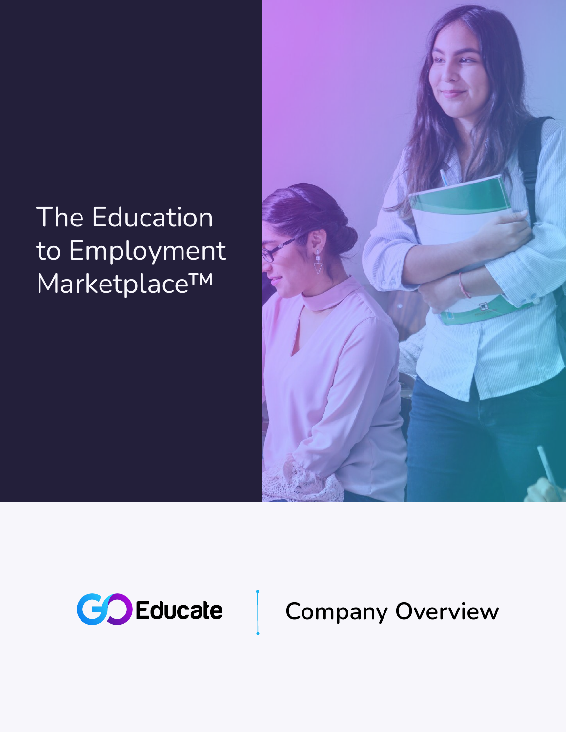# The Education to Employment Marketplace™

GoEducate | Company Overview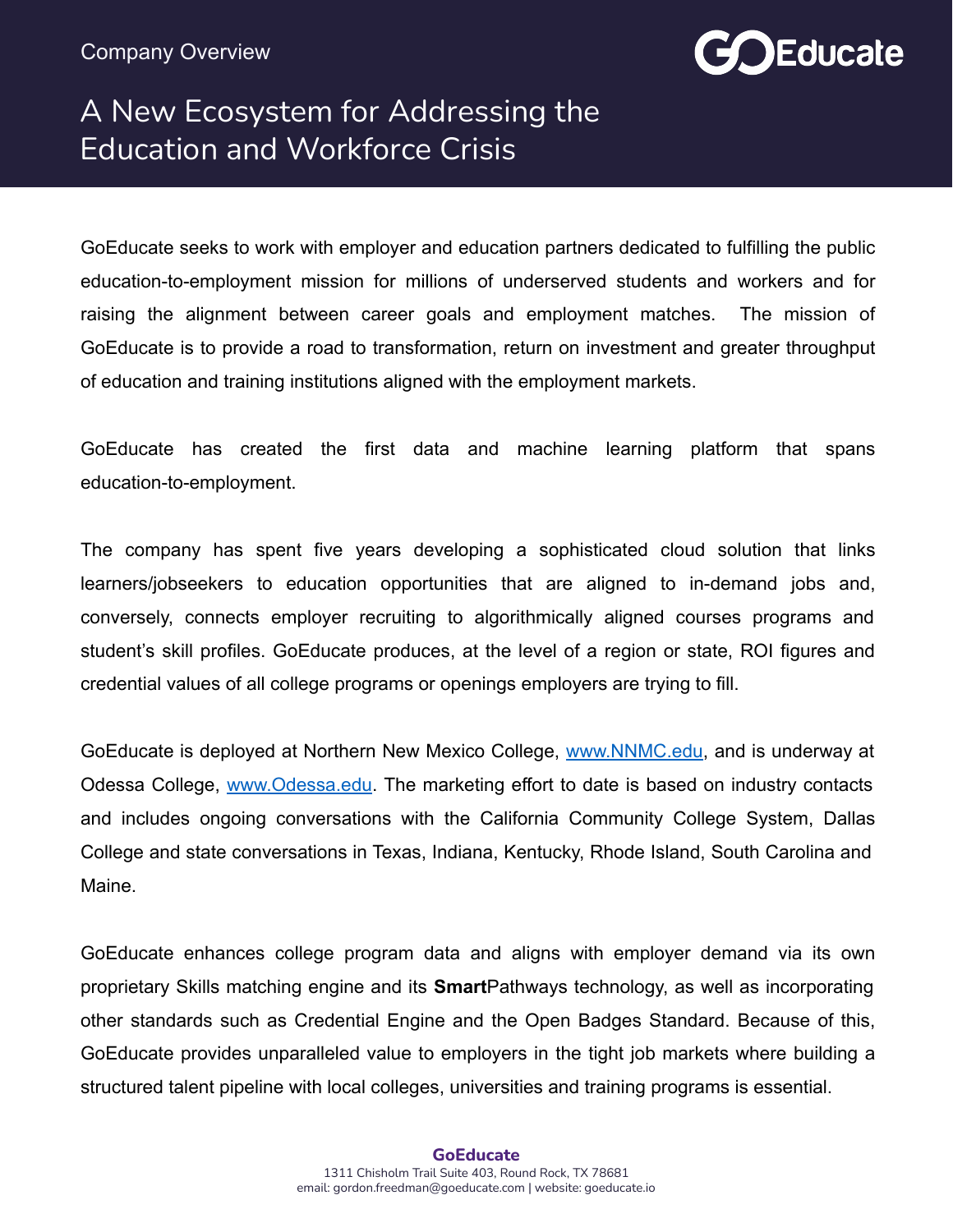Company Overview

# A New Ecosystem for Addressing the Education and Workforce Crisis

GoEducate seeks to work with employer and education partners dedicated to fulfilling the public education-to-employment mission for millions of underserved students and workers and for raising the alignment between career goals and employment matches. The mission of GoEducate is to provide a road to transformation, return on investment and greater throughput of education and training institutions aligned with the employment markets.

GoEducate has created the first data and machine learning platform that spans education-to-employment.

The company has spent five years developing a sophisticated cloud solution that links learners/jobseekers to education opportunities that are aligned to in-demand jobs and, conversely, connects employer recruiting to algorithmically aligned courses programs and student's skill profiles. GoEducate produces, at the level of a region or state, ROI figures and credential values of all college programs or openings employers are trying to fill.

GoEducate is deployed at Northern New Mexico College, [www.NNMC.edu](http://www.NNMC.edu), and is underway at Odessa College, [www.Odessa.edu](http://www.Odessa.edu). The marketing effort to date is based on industry contacts and includes ongoing conversations with the California Community College System, Dallas College and state conversations in Texas, Indiana, Kentucky, Rhode Island, South Carolina and Maine.

GoEducate enhances college program data and aligns with employer demand via its own proprietary Skills matching engine and its **Smart**Pathways technology, as well as incorporating other standards such as Credential Engine and the Open Badges Standard. Because of this, GoEducate provides unparalleled value to employers in the tight job markets where building a structured talent pipeline with local colleges, universities and training programs is essential.

**GoEducate**
1311 Chisholm Trail Suite 403, Round Rock, TX 78681
email: gordon.freedman@goeducate.com | website: goeducate.io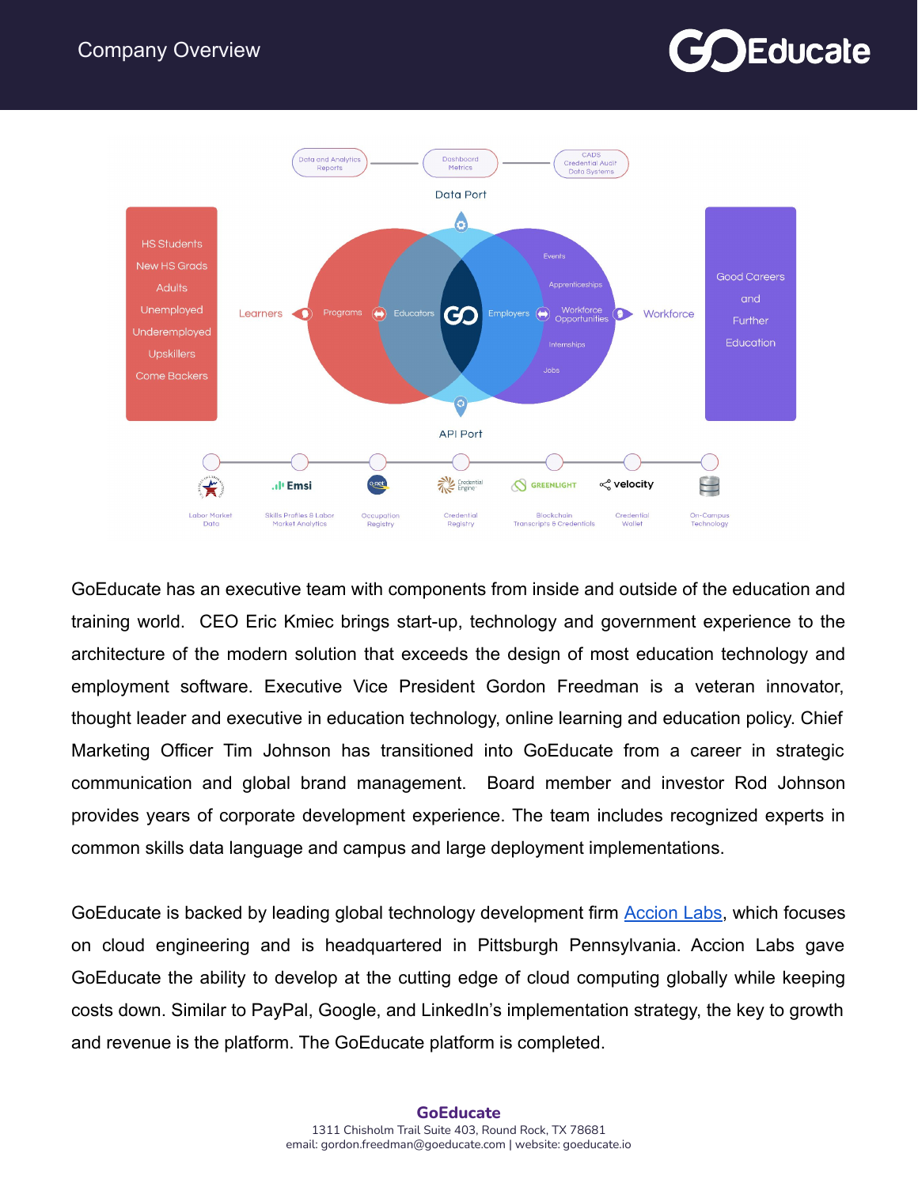Data and Analytics Reports

Dashboard Metrics

CADS Credential Audit Data Systems

Data Port

HS Students
New HS Grads
Adults
Unemployed
Underemployed
Upskillers
Come Backers

Learners

Programs

Educators

Employers

Events
Apprenticeships
Workforce Opportunities
Internships
Jobs

Workforce

Good Careers and Further Education

API Port

Labor Market Data

Emsi — Skills Profiles & Labor Market Analytics

O\*net — Occupation Registry

Credential Engine — Credential Registry

GREENLIGHT — Blockchain Transcripts & Credentials

velocity — Credential Wallet

On-Campus Technology

GoEducate has an executive team with components from inside and outside of the education and training world. CEO Eric Kmiec brings start-up, technology and government experience to the architecture of the modern solution that exceeds the design of most education technology and employment software. Executive Vice President Gordon Freedman is a veteran innovator, thought leader and executive in education technology, online learning and education policy. Chief Marketing Officer Tim Johnson has transitioned into GoEducate from a career in strategic communication and global brand management. Board member and investor Rod Johnson provides years of corporate development experience. The team includes recognized experts in common skills data language and campus and large deployment implementations.

GoEducate is backed by leading global technology development firm Accion Labs, which focuses on cloud engineering and is headquartered in Pittsburgh Pennsylvania. Accion Labs gave GoEducate the ability to develop at the cutting edge of cloud computing globally while keeping costs down. Similar to PayPal, Google, and LinkedIn's implementation strategy, the key to growth and revenue is the platform. The GoEducate platform is completed.

**GoEducate**
1311 Chisholm Trail Suite 403, Round Rock, TX 78681
email: gordon.freedman@goeducate.com | website: goeducate.io